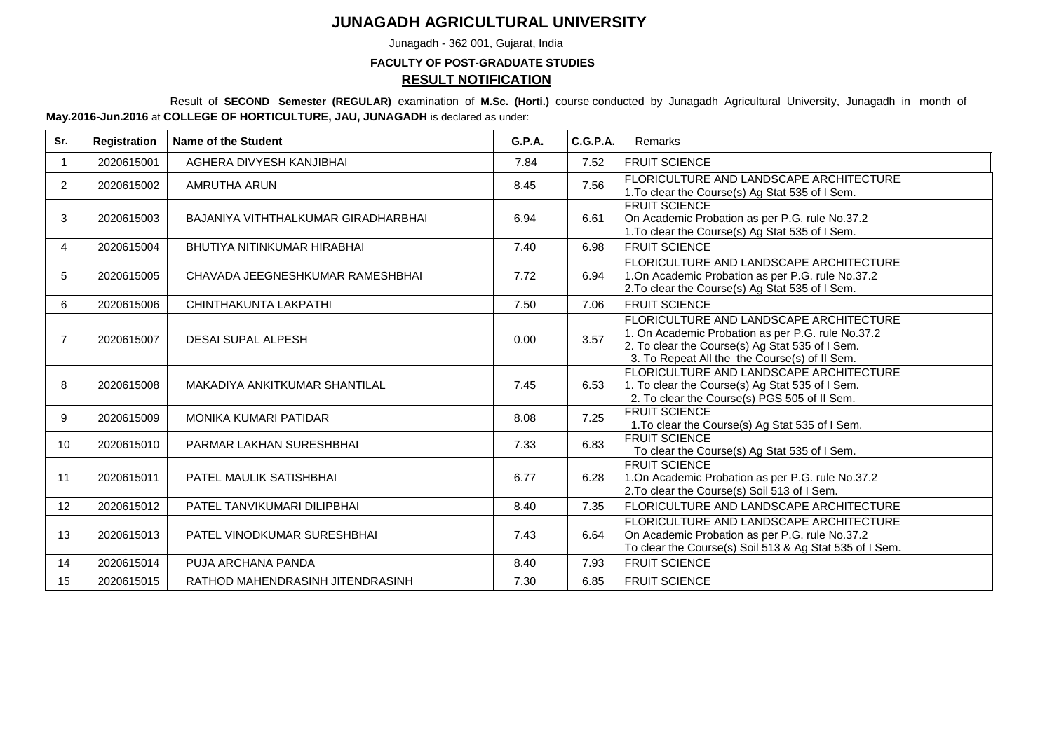# JUNAGADH AGRICULTURAL UNIVERSITY

Junagadh - 362 001, Gujarat, India

**FACULTY OF POST-GRADUATE STUDIES**

## RESULT NOTIFICATION

Result of **SECOND Semester (REGULAR)** examination of **M.Sc. (Horti.)** course conducted by Junagadh Agricultural University, Junagadh in month of **May.2016-Jun.2016** at **COLLEGE OF HORTICULTURE, JAU, JUNAGADH** is declared as under:

| Sr. | Registration | Name of the Student | G.P.A. | C.G.P.A. | Remarks |
|---|---|---|---|---|---|
| 1 | 2020615001 | AGHERA DIVYESH KANJIBHAI | 7.84 | 7.52 | FRUIT SCIENCE |
| 2 | 2020615002 | AMRUTHA ARUN | 8.45 | 7.56 | FLORICULTURE AND LANDSCAPE ARCHITECTURE<br>1.To clear the Course(s) Ag Stat 535 of I Sem. |
| 3 | 2020615003 | BAJANIYA VITHTHALKUMAR GIRADHARBHAI | 6.94 | 6.61 | FRUIT SCIENCE<br>On Academic Probation as per P.G. rule No.37.2<br>1.To clear the Course(s) Ag Stat 535 of I Sem. |
| 4 | 2020615004 | BHUTIYA NITINKUMAR HIRABHAI | 7.40 | 6.98 | FRUIT SCIENCE |
| 5 | 2020615005 | CHAVADA JEEGNESHKUMAR RAMESHBHAI | 7.72 | 6.94 | FLORICULTURE AND LANDSCAPE ARCHITECTURE<br>1.On Academic Probation as per P.G. rule No.37.2<br>2.To clear the Course(s) Ag Stat 535 of I Sem. |
| 6 | 2020615006 | CHINTHAKUNTA LAKPATHI | 7.50 | 7.06 | FRUIT SCIENCE |
| 7 | 2020615007 | DESAI SUPAL ALPESH | 0.00 | 3.57 | FLORICULTURE AND LANDSCAPE ARCHITECTURE<br>1. On Academic Probation as per P.G. rule No.37.2<br>2. To clear the Course(s) Ag Stat 535 of I Sem.<br>3. To Repeat All the the Course(s) of II Sem. |
| 8 | 2020615008 | MAKADIYA ANKITKUMAR SHANTILAL | 7.45 | 6.53 | FLORICULTURE AND LANDSCAPE ARCHITECTURE<br>1. To clear the Course(s) Ag Stat 535 of I Sem.<br>2. To clear the Course(s) PGS 505 of II Sem. |
| 9 | 2020615009 | MONIKA KUMARI PATIDAR | 8.08 | 7.25 | FRUIT SCIENCE<br>1.To clear the Course(s) Ag Stat 535 of I Sem. |
| 10 | 2020615010 | PARMAR LAKHAN SURESHBHAI | 7.33 | 6.83 | FRUIT SCIENCE<br>To clear the Course(s) Ag Stat 535 of I Sem. |
| 11 | 2020615011 | PATEL MAULIK SATISHBHAI | 6.77 | 6.28 | FRUIT SCIENCE<br>1.On Academic Probation as per P.G. rule No.37.2<br>2.To clear the Course(s) Soil 513 of I Sem. |
| 12 | 2020615012 | PATEL TANVIKUMARI DILIPBHAI | 8.40 | 7.35 | FLORICULTURE AND LANDSCAPE ARCHITECTURE |
| 13 | 2020615013 | PATEL VINODKUMAR SURESHBHAI | 7.43 | 6.64 | FLORICULTURE AND LANDSCAPE ARCHITECTURE<br>On Academic Probation as per P.G. rule No.37.2<br>To clear the Course(s) Soil 513 & Ag Stat 535 of I Sem. |
| 14 | 2020615014 | PUJA ARCHANA PANDA | 8.40 | 7.93 | FRUIT SCIENCE |
| 15 | 2020615015 | RATHOD MAHENDRASINH JITENDRASINH | 7.30 | 6.85 | FRUIT SCIENCE |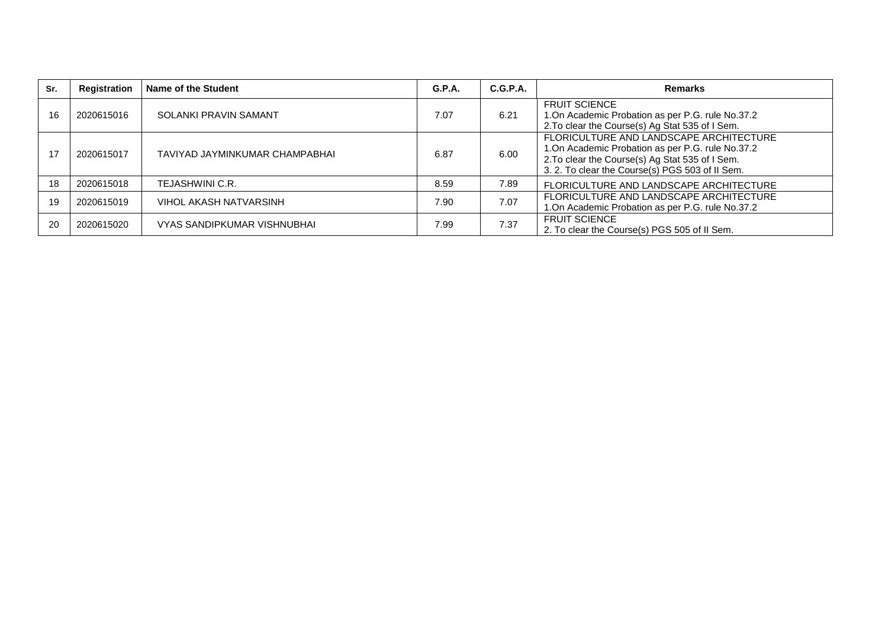| Sr. | Registration | Name of the Student | G.P.A. | C.G.P.A. | Remarks |
|---|---|---|---|---|---|
| 16 | 2020615016 | SOLANKI PRAVIN SAMANT | 7.07 | 6.21 | FRUIT SCIENCE<br>1.On Academic Probation as per P.G. rule No.37.2<br>2.To clear the Course(s) Ag Stat 535 of I Sem. |
| 17 | 2020615017 | TAVIYAD JAYMINKUMAR CHAMPABHAI | 6.87 | 6.00 | FLORICULTURE AND LANDSCAPE ARCHITECTURE<br>1.On Academic Probation as per P.G. rule No.37.2<br>2.To clear the Course(s) Ag Stat 535 of I Sem.<br>3. 2. To clear the Course(s) PGS 503 of II Sem. |
| 18 | 2020615018 | TEJASHWINI C.R. | 8.59 | 7.89 | FLORICULTURE AND LANDSCAPE ARCHITECTURE |
| 19 | 2020615019 | VIHOL AKASH NATVARSINH | 7.90 | 7.07 | FLORICULTURE AND LANDSCAPE ARCHITECTURE<br>1.On Academic Probation as per P.G. rule No.37.2 |
| 20 | 2020615020 | VYAS SANDIPKUMAR VISHNUBHAI | 7.99 | 7.37 | FRUIT SCIENCE<br>2. To clear the Course(s) PGS 505 of II Sem. |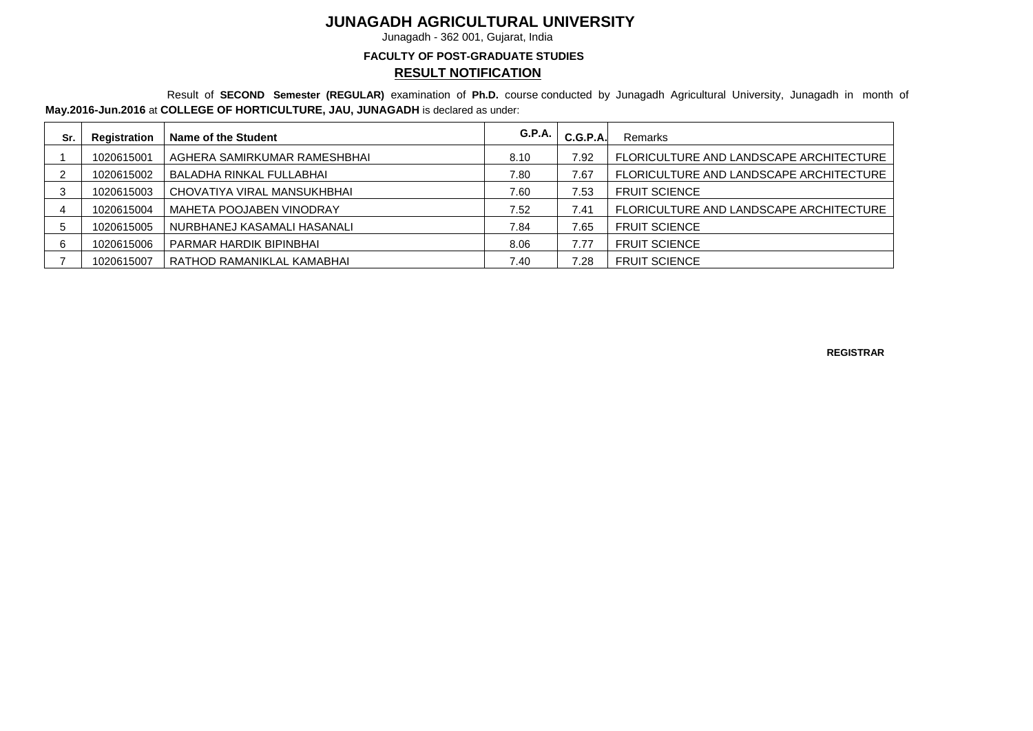# JUNAGADH AGRICULTURAL UNIVERSITY

Junagadh - 362 001, Gujarat, India

**FACULTY OF POST-GRADUATE STUDIES**

## RESULT NOTIFICATION

Result of **SECOND Semester (REGULAR)** examination of **Ph.D.** course conducted by Junagadh Agricultural University, Junagadh in month of **May.2016-Jun.2016** at **COLLEGE OF HORTICULTURE, JAU, JUNAGADH** is declared as under:

| Sr. | Registration | Name of the Student | G.P.A. | C.G.P.A. | Remarks |
|---|---|---|---|---|---|
| 1 | 1020615001 | AGHERA SAMIRKUMAR RAMESHBHAI | 8.10 | 7.92 | FLORICULTURE AND LANDSCAPE ARCHITECTURE |
| 2 | 1020615002 | BALADHA RINKAL FULLABHAI | 7.80 | 7.67 | FLORICULTURE AND LANDSCAPE ARCHITECTURE |
| 3 | 1020615003 | CHOVATIYA VIRAL MANSUKHBHAI | 7.60 | 7.53 | FRUIT SCIENCE |
| 4 | 1020615004 | MAHETA POOJABEN VINODRAY | 7.52 | 7.41 | FLORICULTURE AND LANDSCAPE ARCHITECTURE |
| 5 | 1020615005 | NURBHANEJ KASAMALI HASANALI | 7.84 | 7.65 | FRUIT SCIENCE |
| 6 | 1020615006 | PARMAR HARDIK BIPINBHAI | 8.06 | 7.77 | FRUIT SCIENCE |
| 7 | 1020615007 | RATHOD RAMANIKLAL KAMABHAI | 7.40 | 7.28 | FRUIT SCIENCE |

**REGISTRAR**